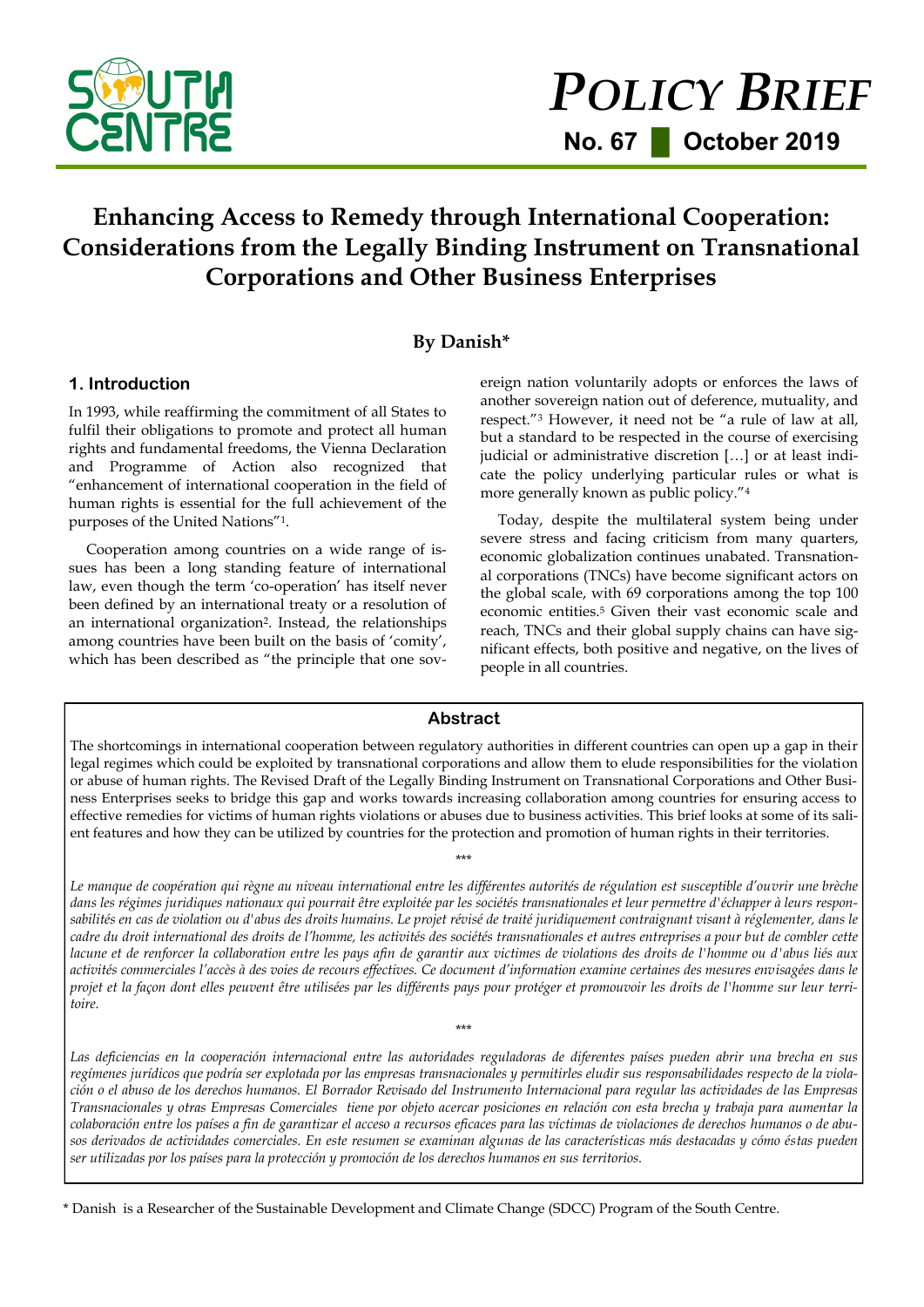# POLICY BRIEF

**No. 67 ▌ October 2019**

# Enhancing Access to Remedy through International Cooperation: Considerations from the Legally Binding Instrument on Transnational Corporations and Other Business Enterprises

**By Danish***

## 1. Introduction

In 1993, while reaffirming the commitment of all States to fulfil their obligations to promote and protect all human rights and fundamental freedoms, the Vienna Declaration and Programme of Action also recognized that "enhancement of international cooperation in the field of human rights is essential for the full achievement of the purposes of the United Nations"[1].

Cooperation among countries on a wide range of issues has been a long standing feature of international law, even though the term 'co-operation' has itself never been defined by an international treaty or a resolution of an international organization[2]. Instead, the relationships among countries have been built on the basis of 'comity', which has been described as "the principle that one sovereign nation voluntarily adopts or enforces the laws of another sovereign nation out of deference, mutuality, and respect."[3] However, it need not be "a rule of law at all, but a standard to be respected in the course of exercising judicial or administrative discretion […] or at least indicate the policy underlying particular rules or what is more generally known as public policy."[4]

Today, despite the multilateral system being under severe stress and facing criticism from many quarters, economic globalization continues unabated. Transnational corporations (TNCs) have become significant actors on the global scale, with 69 corporations among the top 100 economic entities.[5] Given their vast economic scale and reach, TNCs and their global supply chains can have significant effects, both positive and negative, on the lives of people in all countries.

### Abstract

The shortcomings in international cooperation between regulatory authorities in different countries can open up a gap in their legal regimes which could be exploited by transnational corporations and allow them to elude responsibilities for the violation or abuse of human rights. The Revised Draft of the Legally Binding Instrument on Transnational Corporations and Other Business Enterprises seeks to bridge this gap and works towards increasing collaboration among countries for ensuring access to effective remedies for victims of human rights violations or abuses due to business activities. This brief looks at some of its salient features and how they can be utilized by countries for the protection and promotion of human rights in their territories.

\*\*\*

*Le manque de coopération qui règne au niveau international entre les différentes autorités de régulation est susceptible d'ouvrir une brèche dans les régimes juridiques nationaux qui pourrait être exploitée par les sociétés transnationales et leur permettre d'échapper à leurs responsabilités en cas de violation ou d'abus des droits humains. Le projet révisé de traité juridiquement contraignant visant à réglementer, dans le cadre du droit international des droits de l'homme, les activités des sociétés transnationales et autres entreprises a pour but de combler cette lacune et de renforcer la collaboration entre les pays afin de garantir aux victimes de violations des droits de l'homme ou d'abus liés aux activités commerciales l'accès à des voies de recours effectives. Ce document d'information examine certaines des mesures envisagées dans le projet et la façon dont elles peuvent être utilisées par les différents pays pour protéger et promouvoir les droits de l'homme sur leur territoire.*

\*\*\*

*Las deficiencias en la cooperación internacional entre las autoridades reguladoras de diferentes países pueden abrir una brecha en sus regímenes jurídicos que podría ser explotada por las empresas transnacionales y permitirles eludir sus responsabilidades respecto de la violación o el abuso de los derechos humanos. El Borrador Revisado del Instrumento Internacional para regular las actividades de las Empresas Transnacionales y otras Empresas Comerciales tiene por objeto acercar posiciones en relación con esta brecha y trabaja para aumentar la colaboración entre los países a fin de garantizar el acceso a recursos eficaces para las víctimas de violaciones de derechos humanos o de abusos derivados de actividades comerciales. En este resumen se examinan algunas de las características más destacadas y cómo éstas pueden ser utilizadas por los países para la protección y promoción de los derechos humanos en sus territorios.*

\* Danish is a Researcher of the Sustainable Development and Climate Change (SDCC) Program of the South Centre.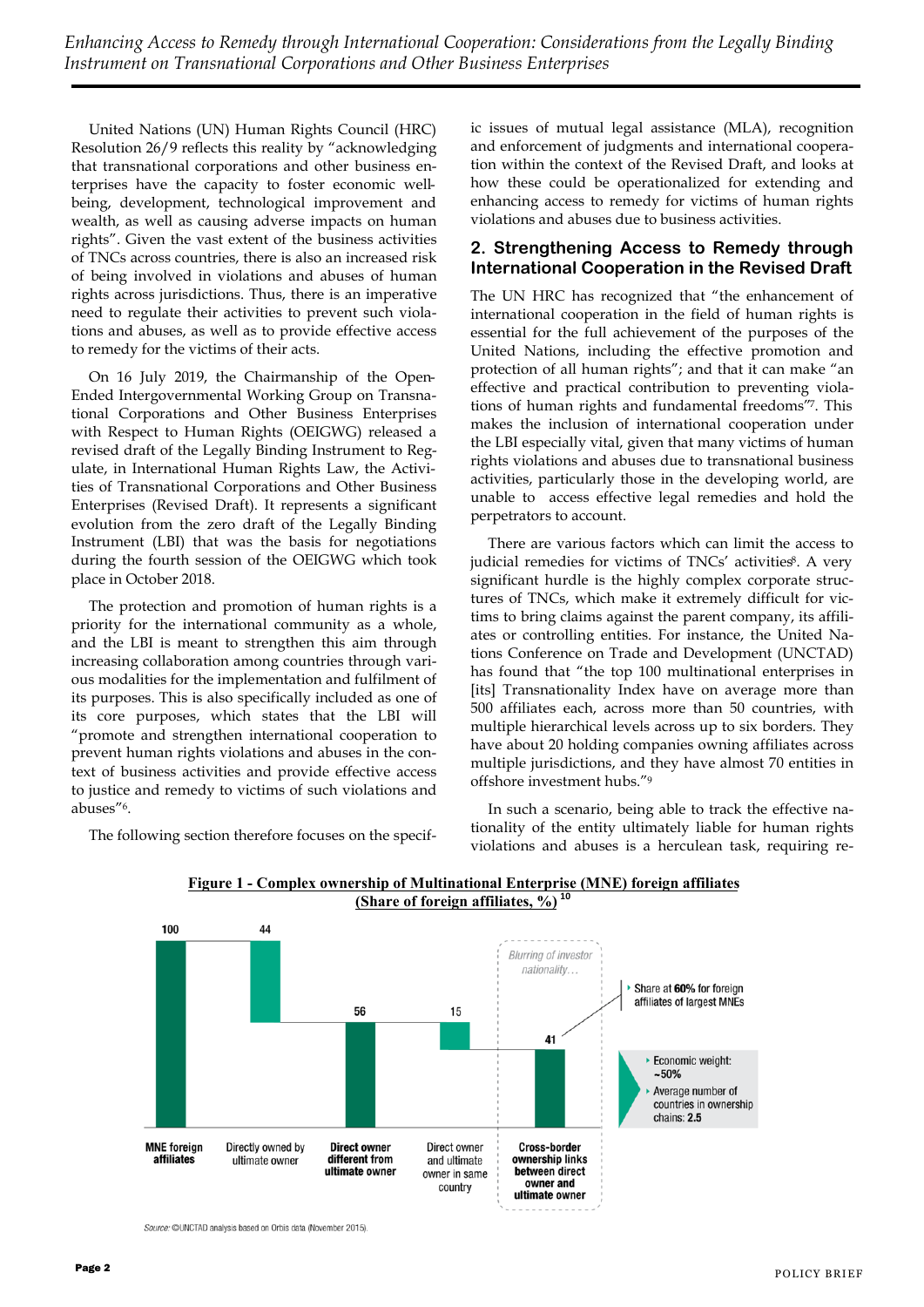United Nations (UN) Human Rights Council (HRC) Resolution 26/9 reflects this reality by "acknowledging that transnational corporations and other business enterprises have the capacity to foster economic well-being, development, technological improvement and wealth, as well as causing adverse impacts on human rights". Given the vast extent of the business activities of TNCs across countries, there is also an increased risk of being involved in violations and abuses of human rights across jurisdictions. Thus, there is an imperative need to regulate their activities to prevent such violations and abuses, as well as to provide effective access to remedy for the victims of their acts.

On 16 July 2019, the Chairmanship of the Open-Ended Intergovernmental Working Group on Transnational Corporations and Other Business Enterprises with Respect to Human Rights (OEIGWG) released a revised draft of the Legally Binding Instrument to Regulate, in International Human Rights Law, the Activities of Transnational Corporations and Other Business Enterprises (Revised Draft). It represents a significant evolution from the zero draft of the Legally Binding Instrument (LBI) that was the basis for negotiations during the fourth session of the OEIGWG which took place in October 2018.

The protection and promotion of human rights is a priority for the international community as a whole, and the LBI is meant to strengthen this aim through increasing collaboration among countries through various modalities for the implementation and fulfilment of its purposes. This is also specifically included as one of its core purposes, which states that the LBI will "promote and strengthen international cooperation to prevent human rights violations and abuses in the context of business activities and provide effective access to justice and remedy to victims of such violations and abuses"[6].

The following section therefore focuses on the specific issues of mutual legal assistance (MLA), recognition and enforcement of judgments and international cooperation within the context of the Revised Draft, and looks at how these could be operationalized for extending and enhancing access to remedy for victims of human rights violations and abuses due to business activities.

## 2. Strengthening Access to Remedy through International Cooperation in the Revised Draft

The UN HRC has recognized that "the enhancement of international cooperation in the field of human rights is essential for the full achievement of the purposes of the United Nations, including the effective promotion and protection of all human rights"; and that it can make "an effective and practical contribution to preventing violations of human rights and fundamental freedoms"[7]. This makes the inclusion of international cooperation under the LBI especially vital, given that many victims of human rights violations and abuses due to transnational business activities, particularly those in the developing world, are unable to access effective legal remedies and hold the perpetrators to account.

There are various factors which can limit the access to judicial remedies for victims of TNCs' activities[8]. A very significant hurdle is the highly complex corporate structures of TNCs, which make it extremely difficult for victims to bring claims against the parent company, its affiliates or controlling entities. For instance, the United Nations Conference on Trade and Development (UNCTAD) has found that "the top 100 multinational enterprises in [its] Transnationality Index have on average more than 500 affiliates each, across more than 50 countries, with multiple hierarchical levels across up to six borders. They have about 20 holding companies owning affiliates across multiple jurisdictions, and they have almost 70 entities in offshore investment hubs."[9]

In such a scenario, being able to track the effective nationality of the entity ultimately liable for human rights violations and abuses is a herculean task, requiring re-

**Figure 1 - Complex ownership of Multinational Enterprise (MNE) foreign affiliates (Share of foreign affiliates, %)**[10]

| Category | Share of foreign affiliates (%) |
|---|---|
| MNE foreign affiliates | 100 |
| Directly owned by ultimate owner | 44 |
| Direct owner different from ultimate owner | 56 |
| Direct owner and ultimate owner in same country | 15 |
| Cross-border ownership links between direct owner and ultimate owner | 41 |

*Blurring of investor nationality…*

- Share at **60%** for foreign affiliates of largest MNEs
- Economic weight: **~50%**
- Average number of countries in ownership chains: **2.5**

*Source:* ©UNCTAD analysis based on Orbis data (November 2015).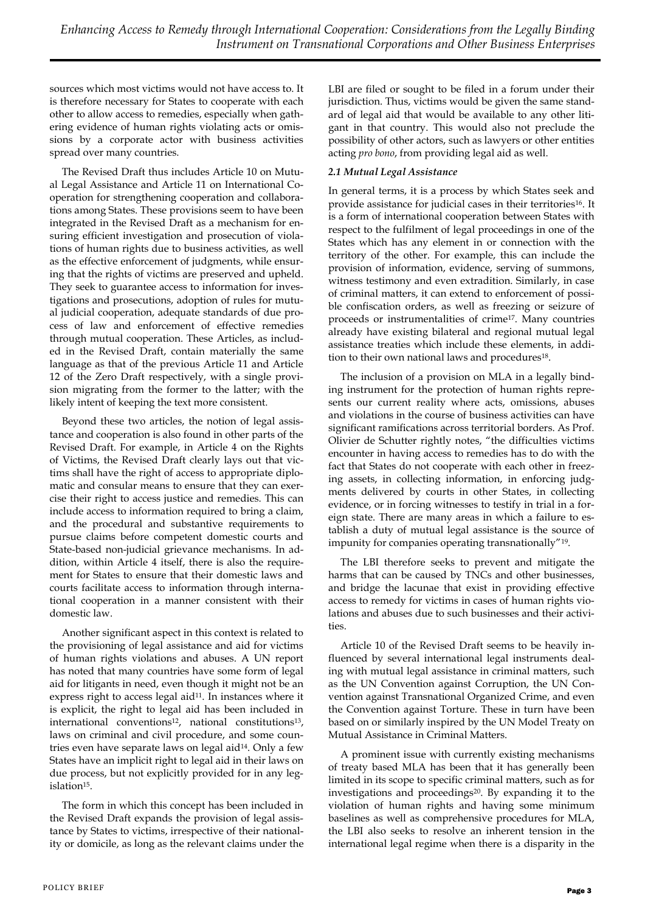sources which most victims would not have access to. It is therefore necessary for States to cooperate with each other to allow access to remedies, especially when gathering evidence of human rights violating acts or omissions by a corporate actor with business activities spread over many countries.

The Revised Draft thus includes Article 10 on Mutual Legal Assistance and Article 11 on International Cooperation for strengthening cooperation and collaborations among States. These provisions seem to have been integrated in the Revised Draft as a mechanism for ensuring efficient investigation and prosecution of violations of human rights due to business activities, as well as the effective enforcement of judgments, while ensuring that the rights of victims are preserved and upheld. They seek to guarantee access to information for investigations and prosecutions, adoption of rules for mutual judicial cooperation, adequate standards of due process of law and enforcement of effective remedies through mutual cooperation. These Articles, as included in the Revised Draft, contain materially the same language as that of the previous Article 11 and Article 12 of the Zero Draft respectively, with a single provision migrating from the former to the latter; with the likely intent of keeping the text more consistent.

Beyond these two articles, the notion of legal assistance and cooperation is also found in other parts of the Revised Draft. For example, in Article 4 on the Rights of Victims, the Revised Draft clearly lays out that victims shall have the right of access to appropriate diplomatic and consular means to ensure that they can exercise their right to access justice and remedies. This can include access to information required to bring a claim, and the procedural and substantive requirements to pursue claims before competent domestic courts and State-based non-judicial grievance mechanisms. In addition, within Article 4 itself, there is also the requirement for States to ensure that their domestic laws and courts facilitate access to information through international cooperation in a manner consistent with their domestic law.

Another significant aspect in this context is related to the provisioning of legal assistance and aid for victims of human rights violations and abuses. A UN report has noted that many countries have some form of legal aid for litigants in need, even though it might not be an express right to access legal aid[11]. In instances where it is explicit, the right to legal aid has been included in international conventions[12], national constitutions[13], laws on criminal and civil procedure, and some countries even have separate laws on legal aid[14]. Only a few States have an implicit right to legal aid in their laws on due process, but not explicitly provided for in any legislation[15].

The form in which this concept has been included in the Revised Draft expands the provision of legal assistance by States to victims, irrespective of their nationality or domicile, as long as the relevant claims under the LBI are filed or sought to be filed in a forum under their jurisdiction. Thus, victims would be given the same standard of legal aid that would be available to any other litigant in that country. This would also not preclude the possibility of other actors, such as lawyers or other entities acting *pro bono*, from providing legal aid as well.

### *2.1 Mutual Legal Assistance*

In general terms, it is a process by which States seek and provide assistance for judicial cases in their territories[16]. It is a form of international cooperation between States with respect to the fulfilment of legal proceedings in one of the States which has any element in or connection with the territory of the other. For example, this can include the provision of information, evidence, serving of summons, witness testimony and even extradition. Similarly, in case of criminal matters, it can extend to enforcement of possible confiscation orders, as well as freezing or seizure of proceeds or instrumentalities of crime[17]. Many countries already have existing bilateral and regional mutual legal assistance treaties which include these elements, in addition to their own national laws and procedures[18].

The inclusion of a provision on MLA in a legally binding instrument for the protection of human rights represents our current reality where acts, omissions, abuses and violations in the course of business activities can have significant ramifications across territorial borders. As Prof. Olivier de Schutter rightly notes, "the difficulties victims encounter in having access to remedies has to do with the fact that States do not cooperate with each other in freezing assets, in collecting information, in enforcing judgments delivered by courts in other States, in collecting evidence, or in forcing witnesses to testify in trial in a foreign state. There are many areas in which a failure to establish a duty of mutual legal assistance is the source of impunity for companies operating transnationally"[19].

The LBI therefore seeks to prevent and mitigate the harms that can be caused by TNCs and other businesses, and bridge the lacunae that exist in providing effective access to remedy for victims in cases of human rights violations and abuses due to such businesses and their activities.

Article 10 of the Revised Draft seems to be heavily influenced by several international legal instruments dealing with mutual legal assistance in criminal matters, such as the UN Convention against Corruption, the UN Convention against Transnational Organized Crime, and even the Convention against Torture. These in turn have been based on or similarly inspired by the UN Model Treaty on Mutual Assistance in Criminal Matters.

A prominent issue with currently existing mechanisms of treaty based MLA has been that it has generally been limited in its scope to specific criminal matters, such as for investigations and proceedings[20]. By expanding it to the violation of human rights and having some minimum baselines as well as comprehensive procedures for MLA, the LBI also seeks to resolve an inherent tension in the international legal regime when there is a disparity in the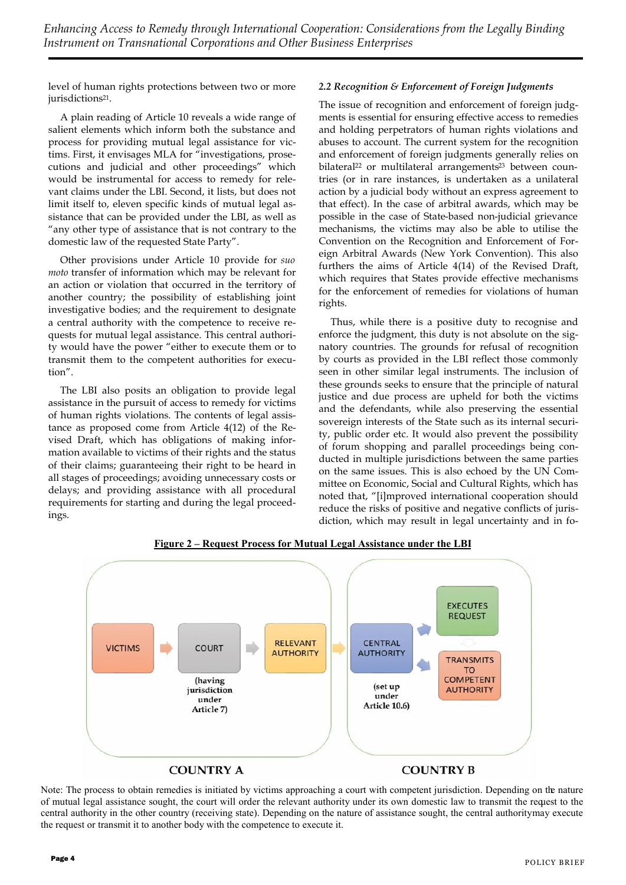level of human rights protections between two or more jurisdictions[21].

A plain reading of Article 10 reveals a wide range of salient elements which inform both the substance and process for providing mutual legal assistance for victims. First, it envisages MLA for "investigations, prosecutions and judicial and other proceedings" which would be instrumental for access to remedy for relevant claims under the LBI. Second, it lists, but does not limit itself to, eleven specific kinds of mutual legal assistance that can be provided under the LBI, as well as "any other type of assistance that is not contrary to the domestic law of the requested State Party".

Other provisions under Article 10 provide for *suo moto* transfer of information which may be relevant for an action or violation that occurred in the territory of another country; the possibility of establishing joint investigative bodies; and the requirement to designate a central authority with the competence to receive requests for mutual legal assistance. This central authority would have the power "either to execute them or to transmit them to the competent authorities for execution".

The LBI also posits an obligation to provide legal assistance in the pursuit of access to remedy for victims of human rights violations. The contents of legal assistance as proposed come from Article 4(12) of the Revised Draft, which has obligations of making information available to victims of their rights and the status of their claims; guaranteeing their right to be heard in all stages of proceedings; avoiding unnecessary costs or delays; and providing assistance with all procedural requirements for starting and during the legal proceedings.

### *2.2 Recognition & Enforcement of Foreign Judgments*

The issue of recognition and enforcement of foreign judgments is essential for ensuring effective access to remedies and holding perpetrators of human rights violations and abuses to account. The current system for the recognition and enforcement of foreign judgments generally relies on bilateral[22] or multilateral arrangements[23] between countries (or in rare instances, is undertaken as a unilateral action by a judicial body without an express agreement to that effect). In the case of arbitral awards, which may be possible in the case of State-based non-judicial grievance mechanisms, the victims may also be able to utilise the Convention on the Recognition and Enforcement of Foreign Arbitral Awards (New York Convention). This also furthers the aims of Article 4(14) of the Revised Draft, which requires that States provide effective mechanisms for the enforcement of remedies for violations of human rights.

Thus, while there is a positive duty to recognise and enforce the judgment, this duty is not absolute on the signatory countries. The grounds for refusal of recognition by courts as provided in the LBI reflect those commonly seen in other similar legal instruments. The inclusion of these grounds seeks to ensure that the principle of natural justice and due process are upheld for both the victims and the defendants, while also preserving the essential sovereign interests of the State such as its internal security, public order etc. It would also prevent the possibility of forum shopping and parallel proceedings being conducted in multiple jurisdictions between the same parties on the same issues. This is also echoed by the UN Committee on Economic, Social and Cultural Rights, which has noted that, "[i]mproved international cooperation should reduce the risks of positive and negative conflicts of jurisdiction, which may result in legal uncertainty and in fo-

**Figure 2 – Request Process for Mutual Legal Assistance under the LBI**

COUNTRY A: VICTIMS → COURT (having jurisdiction under Article 7) → RELEVANT AUTHORITY → COUNTRY B: CENTRAL AUTHORITY (set up under Article 10.6) → EXECUTES REQUEST / TRANSMITS TO COMPETENT AUTHORITY

Note: The process to obtain remedies is initiated by victims approaching a court with competent jurisdiction. Depending on the nature of mutual legal assistance sought, the court will order the relevant authority under its own domestic law to transmit the request to the central authority in the other country (receiving state). Depending on the nature of assistance sought, the central authoritymay execute the request or transmit it to another body with the competence to execute it.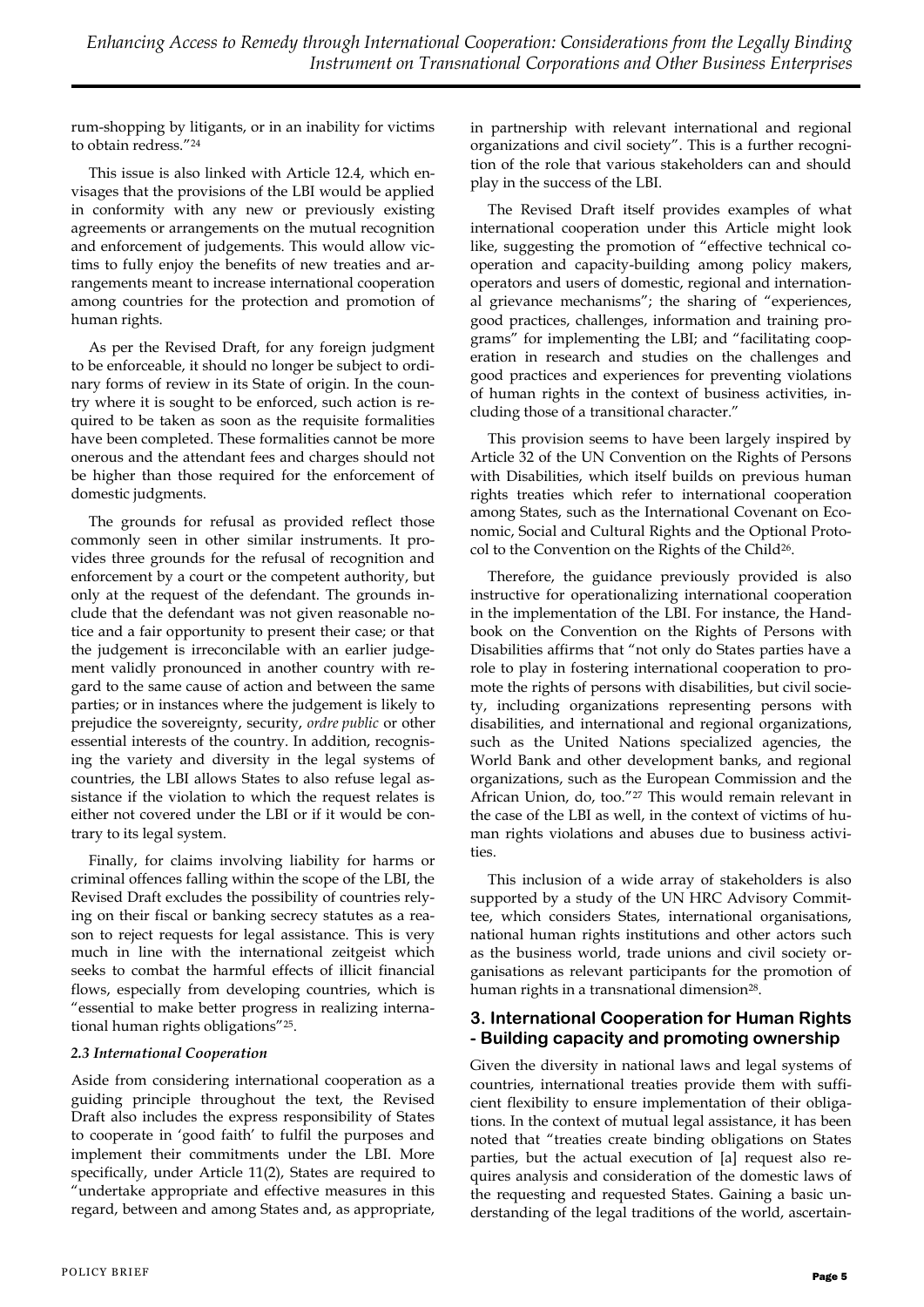rum-shopping by litigants, or in an inability for victims to obtain redress."[24]

This issue is also linked with Article 12.4, which envisages that the provisions of the LBI would be applied in conformity with any new or previously existing agreements or arrangements on the mutual recognition and enforcement of judgements. This would allow victims to fully enjoy the benefits of new treaties and arrangements meant to increase international cooperation among countries for the protection and promotion of human rights.

As per the Revised Draft, for any foreign judgment to be enforceable, it should no longer be subject to ordinary forms of review in its State of origin. In the country where it is sought to be enforced, such action is required to be taken as soon as the requisite formalities have been completed. These formalities cannot be more onerous and the attendant fees and charges should not be higher than those required for the enforcement of domestic judgments.

The grounds for refusal as provided reflect those commonly seen in other similar instruments. It provides three grounds for the refusal of recognition and enforcement by a court or the competent authority, but only at the request of the defendant. The grounds include that the defendant was not given reasonable notice and a fair opportunity to present their case; or that the judgement is irreconcilable with an earlier judgement validly pronounced in another country with regard to the same cause of action and between the same parties; or in instances where the judgement is likely to prejudice the sovereignty, security, *ordre public* or other essential interests of the country. In addition, recognising the variety and diversity in the legal systems of countries, the LBI allows States to also refuse legal assistance if the violation to which the request relates is either not covered under the LBI or if it would be contrary to its legal system.

Finally, for claims involving liability for harms or criminal offences falling within the scope of the LBI, the Revised Draft excludes the possibility of countries relying on their fiscal or banking secrecy statutes as a reason to reject requests for legal assistance. This is very much in line with the international zeitgeist which seeks to combat the harmful effects of illicit financial flows, especially from developing countries, which is "essential to make better progress in realizing international human rights obligations"[25].

### *2.3 International Cooperation*

Aside from considering international cooperation as a guiding principle throughout the text, the Revised Draft also includes the express responsibility of States to cooperate in 'good faith' to fulfil the purposes and implement their commitments under the LBI. More specifically, under Article 11(2), States are required to "undertake appropriate and effective measures in this regard, between and among States and, as appropriate, in partnership with relevant international and regional organizations and civil society". This is a further recognition of the role that various stakeholders can and should play in the success of the LBI.

The Revised Draft itself provides examples of what international cooperation under this Article might look like, suggesting the promotion of "effective technical cooperation and capacity-building among policy makers, operators and users of domestic, regional and international grievance mechanisms"; the sharing of "experiences, good practices, challenges, information and training programs" for implementing the LBI; and "facilitating cooperation in research and studies on the challenges and good practices and experiences for preventing violations of human rights in the context of business activities, including those of a transitional character."

This provision seems to have been largely inspired by Article 32 of the UN Convention on the Rights of Persons with Disabilities, which itself builds on previous human rights treaties which refer to international cooperation among States, such as the International Covenant on Economic, Social and Cultural Rights and the Optional Protocol to the Convention on the Rights of the Child[26].

Therefore, the guidance previously provided is also instructive for operationalizing international cooperation in the implementation of the LBI. For instance, the Handbook on the Convention on the Rights of Persons with Disabilities affirms that "not only do States parties have a role to play in fostering international cooperation to promote the rights of persons with disabilities, but civil society, including organizations representing persons with disabilities, and international and regional organizations, such as the United Nations specialized agencies, the World Bank and other development banks, and regional organizations, such as the European Commission and the African Union, do, too."[27] This would remain relevant in the case of the LBI as well, in the context of victims of human rights violations and abuses due to business activities.

This inclusion of a wide array of stakeholders is also supported by a study of the UN HRC Advisory Committee, which considers States, international organisations, national human rights institutions and other actors such as the business world, trade unions and civil society organisations as relevant participants for the promotion of human rights in a transnational dimension[28].

## 3. International Cooperation for Human Rights - Building capacity and promoting ownership

Given the diversity in national laws and legal systems of countries, international treaties provide them with sufficient flexibility to ensure implementation of their obligations. In the context of mutual legal assistance, it has been noted that "treaties create binding obligations on States parties, but the actual execution of [a] request also requires analysis and consideration of the domestic laws of the requesting and requested States. Gaining a basic understanding of the legal traditions of the world, ascertain-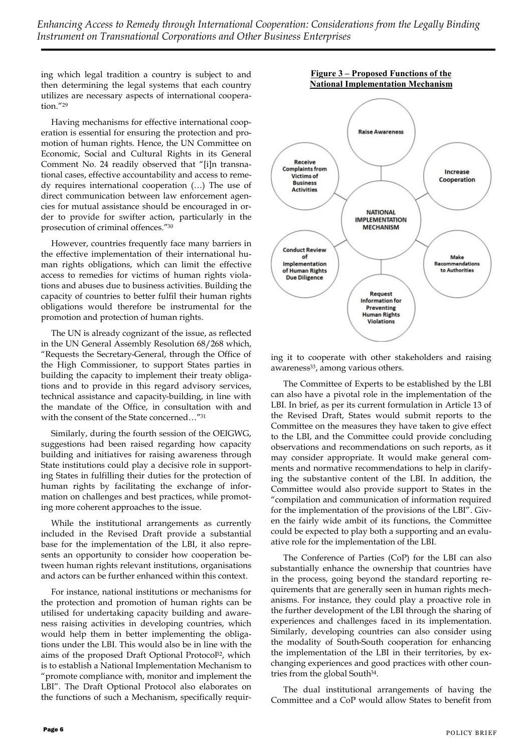ing which legal tradition a country is subject to and then determining the legal systems that each country utilizes are necessary aspects of international cooperation."[29]

Having mechanisms for effective international cooperation is essential for ensuring the protection and promotion of human rights. Hence, the UN Committee on Economic, Social and Cultural Rights in its General Comment No. 24 readily observed that "[i]n transnational cases, effective accountability and access to remedy requires international cooperation (…) The use of direct communication between law enforcement agencies for mutual assistance should be encouraged in order to provide for swifter action, particularly in the prosecution of criminal offences."[30]

However, countries frequently face many barriers in the effective implementation of their international human rights obligations, which can limit the effective access to remedies for victims of human rights violations and abuses due to business activities. Building the capacity of countries to better fulfil their human rights obligations would therefore be instrumental for the promotion and protection of human rights.

The UN is already cognizant of the issue, as reflected in the UN General Assembly Resolution 68/268 which, "Requests the Secretary-General, through the Office of the High Commissioner, to support States parties in building the capacity to implement their treaty obligations and to provide in this regard advisory services, technical assistance and capacity-building, in line with the mandate of the Office, in consultation with and with the consent of the State concerned…"[31]

Similarly, during the fourth session of the OEIGWG, suggestions had been raised regarding how capacity building and initiatives for raising awareness through State institutions could play a decisive role in supporting States in fulfilling their duties for the protection of human rights by facilitating the exchange of information on challenges and best practices, while promoting more coherent approaches to the issue.

While the institutional arrangements as currently included in the Revised Draft provide a substantial base for the implementation of the LBI, it also represents an opportunity to consider how cooperation between human rights relevant institutions, organisations and actors can be further enhanced within this context.

For instance, national institutions or mechanisms for the protection and promotion of human rights can be utilised for undertaking capacity building and awareness raising activities in developing countries, which would help them in better implementing the obligations under the LBI. This would also be in line with the aims of the proposed Draft Optional Protocol[32], which is to establish a National Implementation Mechanism to "promote compliance with, monitor and implement the LBI". The Draft Optional Protocol also elaborates on the functions of such a Mechanism, specifically requiring it to cooperate with other stakeholders and raising awareness[33], among various others.

**Figure 3 – Proposed Functions of the National Implementation Mechanism**

NATIONAL IMPLEMENTATION MECHANISM

- Raise Awareness
- Increase Cooperation
- Make Recommendations to Authorities
- Request Information for Preventing Human Rights Violations
- Conduct Review of Implementation of Human Rights Due Diligence
- Receive Complaints from Victims of Business Activities

The Committee of Experts to be established by the LBI can also have a pivotal role in the implementation of the LBI. In brief, as per its current formulation in Article 13 of the Revised Draft, States would submit reports to the Committee on the measures they have taken to give effect to the LBI, and the Committee could provide concluding observations and recommendations on such reports, as it may consider appropriate. It would make general comments and normative recommendations to help in clarifying the substantive content of the LBI. In addition, the Committee would also provide support to States in the "compilation and communication of information required for the implementation of the provisions of the LBI". Given the fairly wide ambit of its functions, the Committee could be expected to play both a supporting and an evaluative role for the implementation of the LBI.

The Conference of Parties (CoP) for the LBI can also substantially enhance the ownership that countries have in the process, going beyond the standard reporting requirements that are generally seen in human rights mechanisms. For instance, they could play a proactive role in the further development of the LBI through the sharing of experiences and challenges faced in its implementation. Similarly, developing countries can also consider using the modality of South-South cooperation for enhancing the implementation of the LBI in their territories, by exchanging experiences and good practices with other countries from the global South[34].

The dual institutional arrangements of having the Committee and a CoP would allow States to benefit from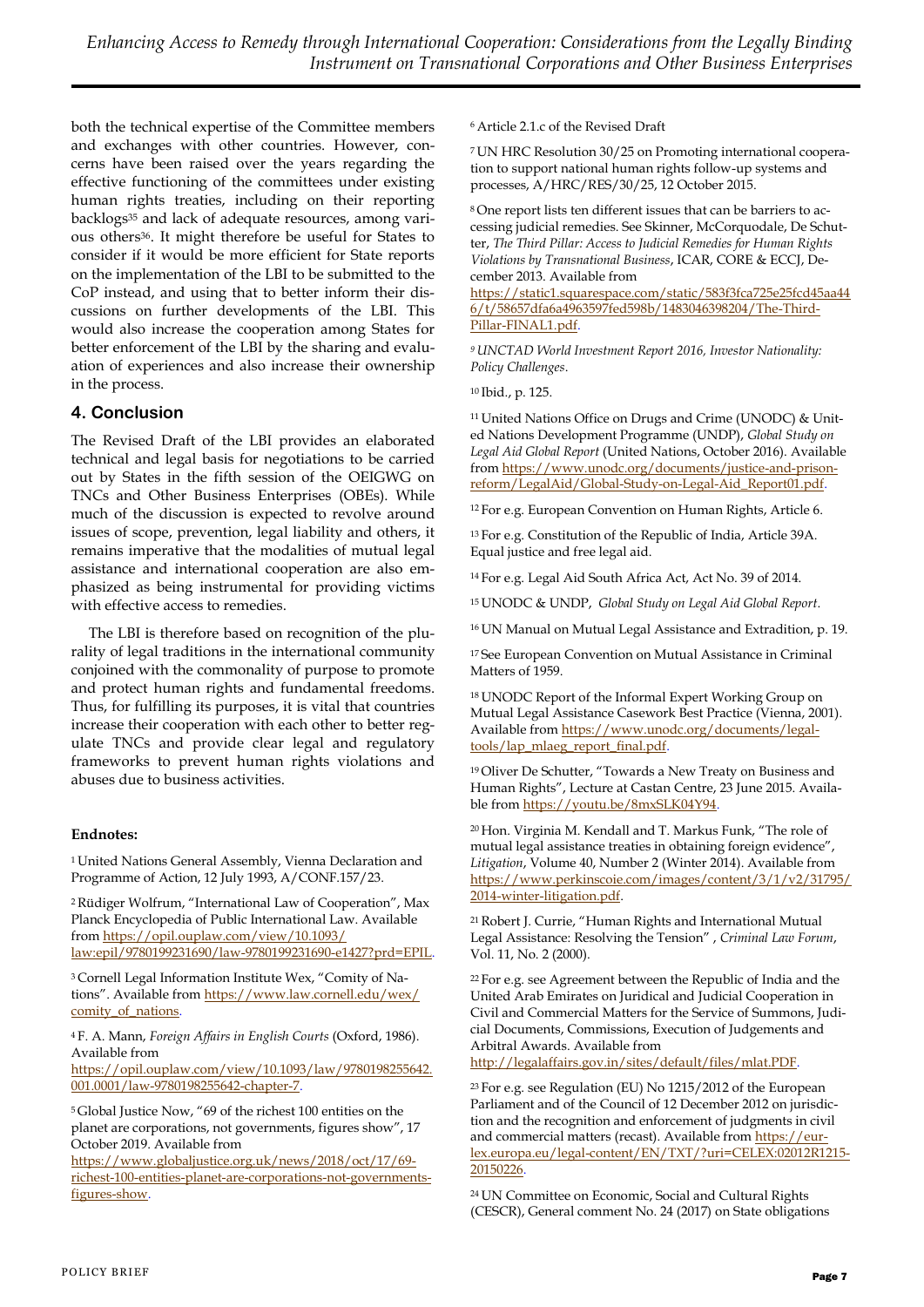both the technical expertise of the Committee members and exchanges with other countries. However, concerns have been raised over the years regarding the effective functioning of the committees under existing human rights treaties, including on their reporting backlogs[35] and lack of adequate resources, among various others[36]. It might therefore be useful for States to consider if it would be more efficient for State reports on the implementation of the LBI to be submitted to the CoP instead, and using that to better inform their discussions on further developments of the LBI. This would also increase the cooperation among States for better enforcement of the LBI by the sharing and evaluation of experiences and also increase their ownership in the process.

## 4. Conclusion

The Revised Draft of the LBI provides an elaborated technical and legal basis for negotiations to be carried out by States in the fifth session of the OEIGWG on TNCs and Other Business Enterprises (OBEs). While much of the discussion is expected to revolve around issues of scope, prevention, legal liability and others, it remains imperative that the modalities of mutual legal assistance and international cooperation are also emphasized as being instrumental for providing victims with effective access to remedies.

The LBI is therefore based on recognition of the plurality of legal traditions in the international community conjoined with the commonality of purpose to promote and protect human rights and fundamental freedoms. Thus, for fulfilling its purposes, it is vital that countries increase their cooperation with each other to better regulate TNCs and provide clear legal and regulatory frameworks to prevent human rights violations and abuses due to business activities.

**Endnotes:**

[1] United Nations General Assembly, Vienna Declaration and Programme of Action, 12 July 1993, A/CONF.157/23.

[2] Rüdiger Wolfrum, "International Law of Cooperation", Max Planck Encyclopedia of Public International Law. Available from https://opil.ouplaw.com/view/10.1093/law:epil/9780199231690/law-9780199231690-e1427?prd=EPIL.

[3] Cornell Legal Information Institute Wex, "Comity of Nations". Available from https://www.law.cornell.edu/wex/comity_of_nations.

[4] F. A. Mann, *Foreign Affairs in English Courts* (Oxford, 1986). Available from https://opil.ouplaw.com/view/10.1093/law/9780198255642.001.0001/law-9780198255642-chapter-7.

[5] Global Justice Now, "69 of the richest 100 entities on the planet are corporations, not governments, figures show", 17 October 2019. Available from https://www.globaljustice.org.uk/news/2018/oct/17/69-richest-100-entities-planet-are-corporations-not-governments-figures-show.

[6] Article 2.1.c of the Revised Draft

[7] UN HRC Resolution 30/25 on Promoting international cooperation to support national human rights follow-up systems and processes, A/HRC/RES/30/25, 12 October 2015.

[8] One report lists ten different issues that can be barriers to accessing judicial remedies. See Skinner, McCorquodale, De Schutter, *The Third Pillar: Access to Judicial Remedies for Human Rights Violations by Transnational Business*, ICAR, CORE & ECCJ, December 2013. Available from https://static1.squarespace.com/static/583f3fca725e25fcd45aa446/t/58657dfa6a4963597fed598b/1483046398204/The-Third-Pillar-FINAL1.pdf.

[9] *UNCTAD World Investment Report 2016, Investor Nationality: Policy Challenges*.

[10] Ibid., p. 125.

[11] United Nations Office on Drugs and Crime (UNODC) & United Nations Development Programme (UNDP), *Global Study on Legal Aid Global Report* (United Nations, October 2016). Available from https://www.unodc.org/documents/justice-and-prison-reform/LegalAid/Global-Study-on-Legal-Aid_Report01.pdf.

[12] For e.g. European Convention on Human Rights, Article 6.

[13] For e.g. Constitution of the Republic of India, Article 39A. Equal justice and free legal aid.

[14] For e.g. Legal Aid South Africa Act, Act No. 39 of 2014.

[15] UNODC & UNDP, *Global Study on Legal Aid Global Report*.

[16] UN Manual on Mutual Legal Assistance and Extradition, p. 19.

[17] See European Convention on Mutual Assistance in Criminal Matters of 1959.

[18] UNODC Report of the Informal Expert Working Group on Mutual Legal Assistance Casework Best Practice (Vienna, 2001). Available from https://www.unodc.org/documents/legal-tools/lap_mlaeg_report_final.pdf.

[19] Oliver De Schutter, "Towards a New Treaty on Business and Human Rights", Lecture at Castan Centre, 23 June 2015. Available from https://youtu.be/8mxSLK04Y94.

[20] Hon. Virginia M. Kendall and T. Markus Funk, "The role of mutual legal assistance treaties in obtaining foreign evidence", *Litigation*, Volume 40, Number 2 (Winter 2014). Available from https://www.perkinscoie.com/images/content/3/1/v2/31795/2014-winter-litigation.pdf.

[21] Robert J. Currie, "Human Rights and International Mutual Legal Assistance: Resolving the Tension" , *Criminal Law Forum*, Vol. 11, No. 2 (2000).

[22] For e.g. see Agreement between the Republic of India and the United Arab Emirates on Juridical and Judicial Cooperation in Civil and Commercial Matters for the Service of Summons, Judicial Documents, Commissions, Execution of Judgements and Arbitral Awards. Available from http://legalaffairs.gov.in/sites/default/files/mlat.PDF.

[23] For e.g. see Regulation (EU) No 1215/2012 of the European Parliament and of the Council of 12 December 2012 on jurisdiction and the recognition and enforcement of judgments in civil and commercial matters (recast). Available from https://eur-lex.europa.eu/legal-content/EN/TXT/?uri=CELEX:02012R1215-20150226.

[24] UN Committee on Economic, Social and Cultural Rights (CESCR), General comment No. 24 (2017) on State obligations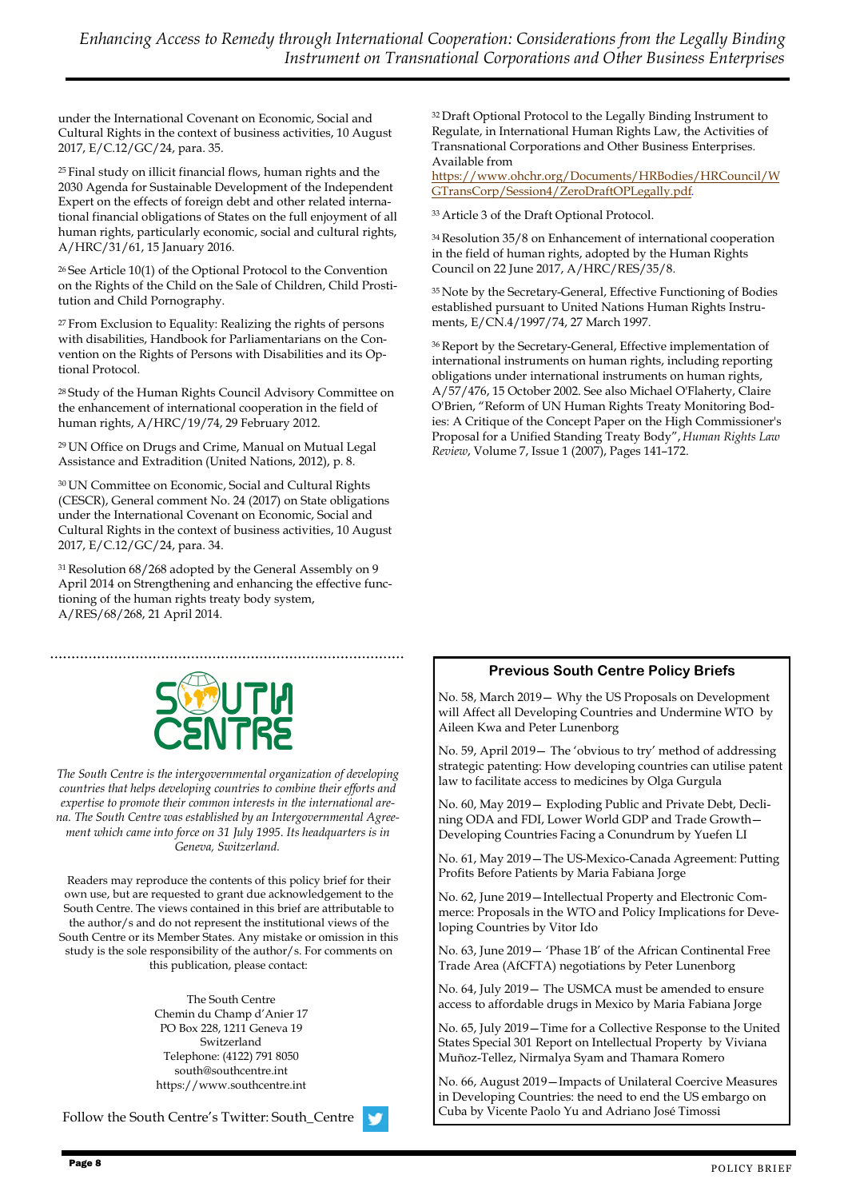under the International Covenant on Economic, Social and Cultural Rights in the context of business activities, 10 August 2017, E/C.12/GC/24, para. 35.

[25] Final study on illicit financial flows, human rights and the 2030 Agenda for Sustainable Development of the Independent Expert on the effects of foreign debt and other related international financial obligations of States on the full enjoyment of all human rights, particularly economic, social and cultural rights, A/HRC/31/61, 15 January 2016.

[26] See Article 10(1) of the Optional Protocol to the Convention on the Rights of the Child on the Sale of Children, Child Prostitution and Child Pornography.

[27] From Exclusion to Equality: Realizing the rights of persons with disabilities, Handbook for Parliamentarians on the Convention on the Rights of Persons with Disabilities and its Optional Protocol.

[28] Study of the Human Rights Council Advisory Committee on the enhancement of international cooperation in the field of human rights, A/HRC/19/74, 29 February 2012.

[29] UN Office on Drugs and Crime, Manual on Mutual Legal Assistance and Extradition (United Nations, 2012), p. 8.

[30] UN Committee on Economic, Social and Cultural Rights (CESCR), General comment No. 24 (2017) on State obligations under the International Covenant on Economic, Social and Cultural Rights in the context of business activities, 10 August 2017, E/C.12/GC/24, para. 34.

[31] Resolution 68/268 adopted by the General Assembly on 9 April 2014 on Strengthening and enhancing the effective functioning of the human rights treaty body system, A/RES/68/268, 21 April 2014.

[32] Draft Optional Protocol to the Legally Binding Instrument to Regulate, in International Human Rights Law, the Activities of Transnational Corporations and Other Business Enterprises. Available from https://www.ohchr.org/Documents/HRBodies/HRCouncil/WGTransCorp/Session4/ZeroDraftOPLegally.pdf.

[33] Article 3 of the Draft Optional Protocol.

[34] Resolution 35/8 on Enhancement of international cooperation in the field of human rights, adopted by the Human Rights Council on 22 June 2017, A/HRC/RES/35/8.

[35] Note by the Secretary-General, Effective Functioning of Bodies established pursuant to United Nations Human Rights Instruments, E/CN.4/1997/74, 27 March 1997.

[36] Report by the Secretary-General, Effective implementation of international instruments on human rights, including reporting obligations under international instruments on human rights, A/57/476, 15 October 2002. See also Michael O'Flaherty, Claire O'Brien, "Reform of UN Human Rights Treaty Monitoring Bodies: A Critique of the Concept Paper on the High Commissioner's Proposal for a Unified Standing Treaty Body", *Human Rights Law Review*, Volume 7, Issue 1 (2007), Pages 141–172.

SOUTH CENTRE

*The South Centre is the intergovernmental organization of developing countries that helps developing countries to combine their efforts and expertise to promote their common interests in the international arena. The South Centre was established by an Intergovernmental Agreement which came into force on 31 July 1995. Its headquarters is in Geneva, Switzerland.*

Readers may reproduce the contents of this policy brief for their own use, but are requested to grant due acknowledgement to the South Centre. The views contained in this brief are attributable to the author/s and do not represent the institutional views of the South Centre or its Member States. Any mistake or omission in this study is the sole responsibility of the author/s. For comments on this publication, please contact:

The South Centre
Chemin du Champ d'Anier 17
PO Box 228, 1211 Geneva 19
Switzerland
Telephone: (4122) 791 8050
south@southcentre.int
https://www.southcentre.int

Follow the South Centre's Twitter: South_Centre

## Previous South Centre Policy Briefs

No. 58, March 2019— Why the US Proposals on Development will Affect all Developing Countries and Undermine WTO by Aileen Kwa and Peter Lunenborg

No. 59, April 2019— The 'obvious to try' method of addressing strategic patenting: How developing countries can utilise patent law to facilitate access to medicines by Olga Gurgula

No. 60, May 2019— Exploding Public and Private Debt, Declining ODA and FDI, Lower World GDP and Trade Growth—Developing Countries Facing a Conundrum by Yuefen LI

No. 61, May 2019—The US-Mexico-Canada Agreement: Putting Profits Before Patients by Maria Fabiana Jorge

No. 62, June 2019—Intellectual Property and Electronic Commerce: Proposals in the WTO and Policy Implications for Developing Countries by Vitor Ido

No. 63, June 2019— 'Phase 1B' of the African Continental Free Trade Area (AfCFTA) negotiations by Peter Lunenborg

No. 64, July 2019— The USMCA must be amended to ensure access to affordable drugs in Mexico by Maria Fabiana Jorge

No. 65, July 2019—Time for a Collective Response to the United States Special 301 Report on Intellectual Property by Viviana Muñoz-Tellez, Nirmalya Syam and Thamara Romero

No. 66, August 2019—Impacts of Unilateral Coercive Measures in Developing Countries: the need to end the US embargo on Cuba by Vicente Paolo Yu and Adriano José Timossi